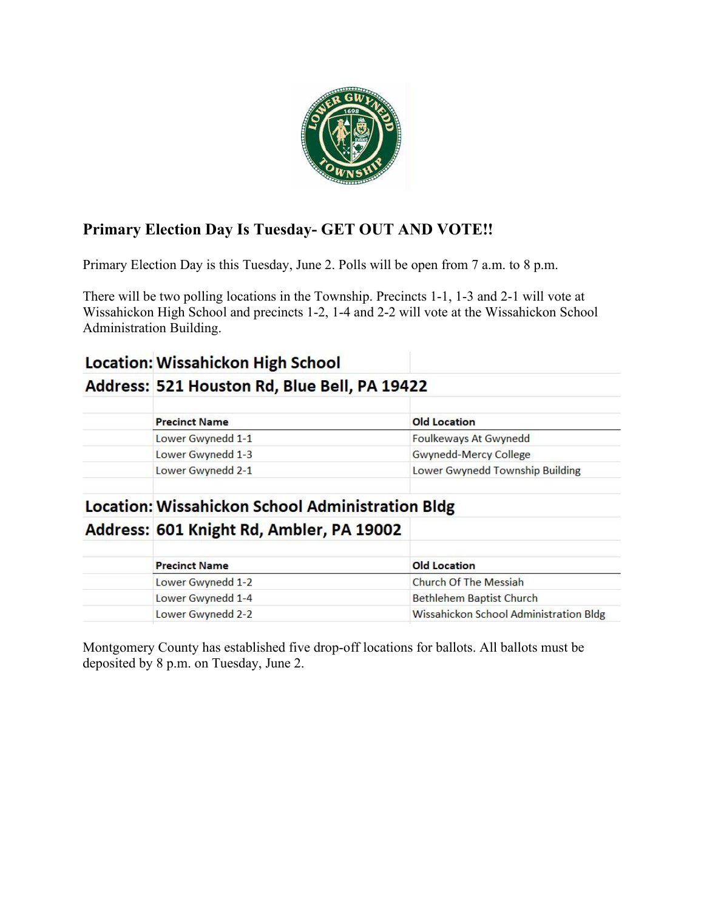## Primary Election Day Is Tuesday- GET OUT AND VOTE!!

Primary Election Day is this Tuesday, June 2. Polls will be open from 7 a.m. to 8 p.m.

There will be two polling locations in the Township. Precincts 1-1, 1-3 and 2-1 will vote at Wissahickon High School and precincts 1-2, 1-4 and 2-2 will vote at the Wissahickon School Administration Building.

**Location: Wissahickon High School**
**Address: 521 Houston Rd, Blue Bell, PA 19422**

| Precinct Name | Old Location |
|---|---|
| Lower Gwynedd 1-1 | Foulkeways At Gwynedd |
| Lower Gwynedd 1-3 | Gwynedd-Mercy College |
| Lower Gwynedd 2-1 | Lower Gwynedd Township Building |

**Location: Wissahickon School Administration Bldg**
**Address: 601 Knight Rd, Ambler, PA 19002**

| Precinct Name | Old Location |
|---|---|
| Lower Gwynedd 1-2 | Church Of The Messiah |
| Lower Gwynedd 1-4 | Bethlehem Baptist Church |
| Lower Gwynedd 2-2 | Wissahickon School Administration Bldg |

Montgomery County has established five drop-off locations for ballots. All ballots must be deposited by 8 p.m. on Tuesday, June 2.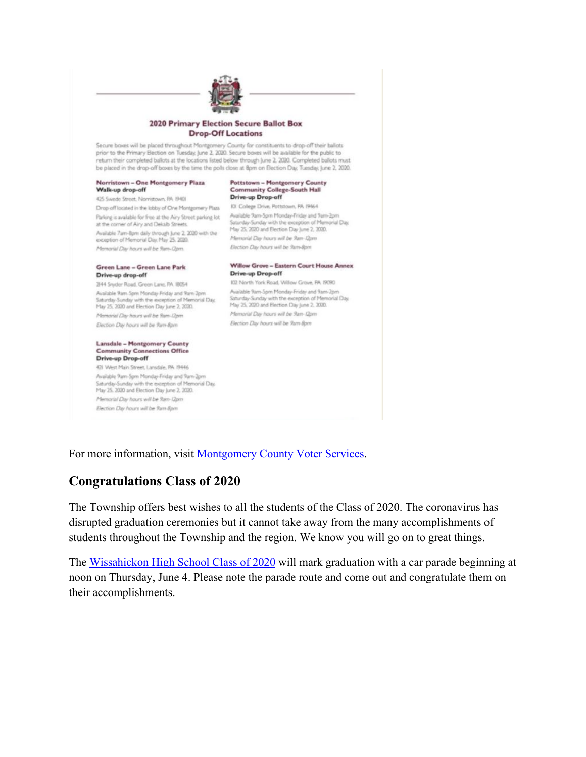## 2020 Primary Election Secure Ballot Box Drop-Off Locations

Secure boxes will be placed throughout Montgomery County for constituents to drop-off their ballots prior to the Primary Election on Tuesday, June 2, 2020. Secure boxes will be available for the public to return their completed ballots at the locations listed below through June 2, 2020. Completed ballots must be placed in the drop-off boxes by the time the polls close at 8pm on Election Day, Tuesday, June 2, 2020.

**Norristown – One Montgomery Plaza**
**Walk-up drop-off**

425 Swede Street, Norristown, PA 19401

Drop-off located in the lobby of One Montgomery Plaza

Parking is available for free at the Airy Street parking lot at the corner of Airy and Dekalb Streets.

Available 7am-8pm daily through June 2, 2020 with the exception of Memorial Day, May 25, 2020.

*Memorial Day hours will be 9am-12pm.*

**Green Lane – Green Lane Park**
**Drive-up drop-off**

2144 Snyder Road, Green Lane, PA 18054

Available 9am-5pm Monday-Friday and 9am-2pm Saturday-Sunday with the exception of Memorial Day, May 25, 2020 and Election Day June 2, 2020.

*Memorial Day hours will be 9am-12pm*

*Election Day hours will be 9am-8pm*

**Lansdale – Montgomery County Community Connections Office**
**Drive-up Drop-off**

421 West Main Street, Lansdale, PA 19446

Available 9am-5pm Monday-Friday and 9am-2pm Saturday-Sunday with the exception of Memorial Day, May 25, 2020 and Election Day June 2, 2020.

*Memorial Day hours will be 9am-12pm*

*Election Day hours will be 9am-8pm*

**Pottstown – Montgomery County Community College-South Hall**
**Drive-up Drop-off**

101 College Drive, Pottstown, PA 19464

Available 9am-5pm Monday-Friday and 9am-2pm Saturday-Sunday with the exception of Memorial Day, May 25, 2020 and Election Day June 2, 2020.

*Memorial Day hours will be 9am-12pm*

*Election Day hours will be 9am-8pm*

**Willow Grove – Eastern Court House Annex**
**Drive-up Drop-off**

102 North York Road, Willow Grove, PA 19090

Available 9am-5pm Monday-Friday and 9am-2pm Saturday-Sunday with the exception of Memorial Day, May 25, 2020 and Election Day June 2, 2020.

*Memorial Day hours will be 9am-12pm*

*Election Day hours will be 9am-8pm*

For more information, visit Montgomery County Voter Services.

## Congratulations Class of 2020

The Township offers best wishes to all the students of the Class of 2020. The coronavirus has disrupted graduation ceremonies but it cannot take away from the many accomplishments of students throughout the Township and the region. We know you will go on to great things.

The Wissahickon High School Class of 2020 will mark graduation with a car parade beginning at noon on Thursday, June 4. Please note the parade route and come out and congratulate them on their accomplishments.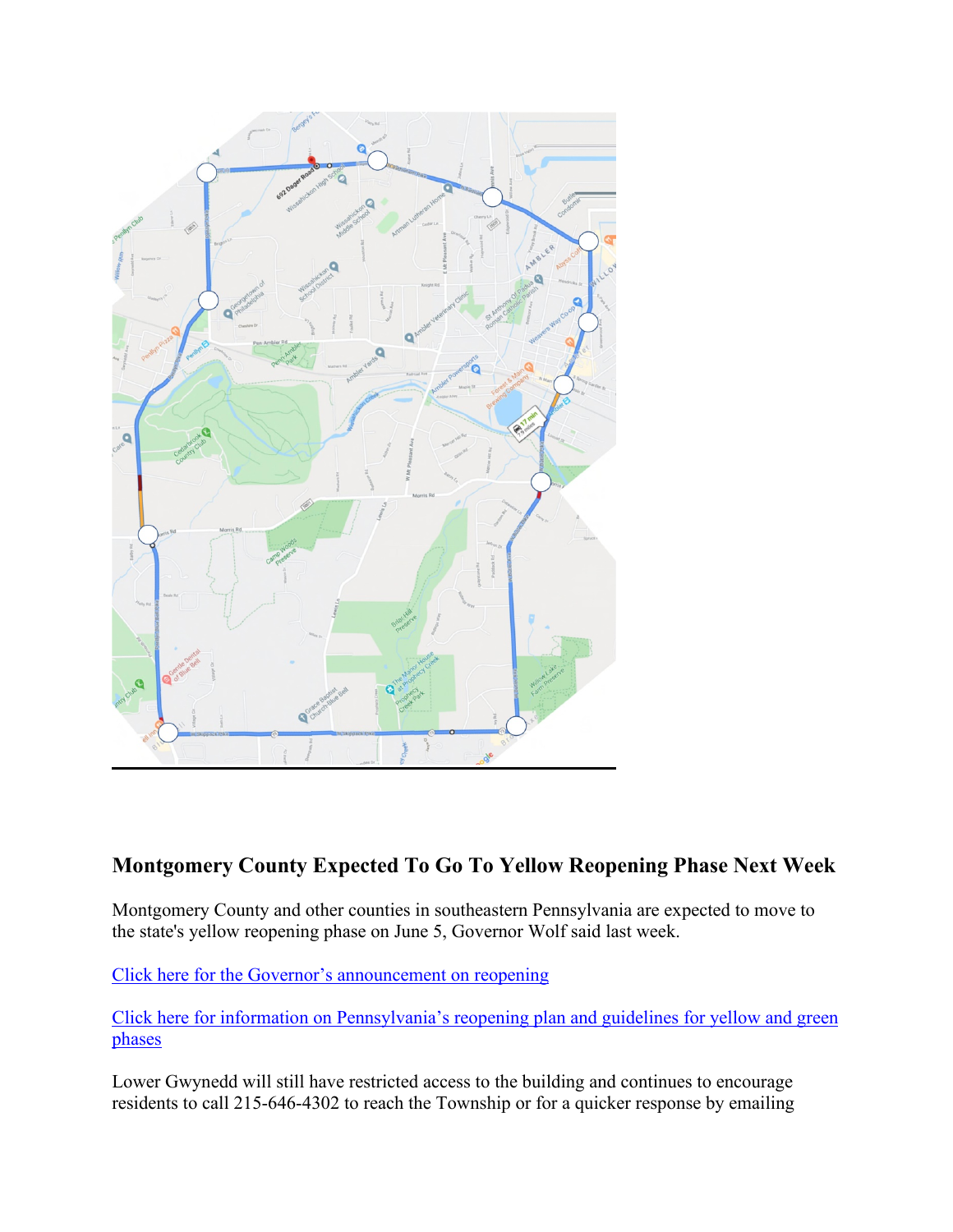## Montgomery County Expected To Go To Yellow Reopening Phase Next Week

Montgomery County and other counties in southeastern Pennsylvania are expected to move to the state's yellow reopening phase on June 5, Governor Wolf said last week.

Click here for the Governor's announcement on reopening

Click here for information on Pennsylvania's reopening plan and guidelines for yellow and green phases

Lower Gwynedd will still have restricted access to the building and continues to encourage residents to call 215-646-4302 to reach the Township or for a quicker response by emailing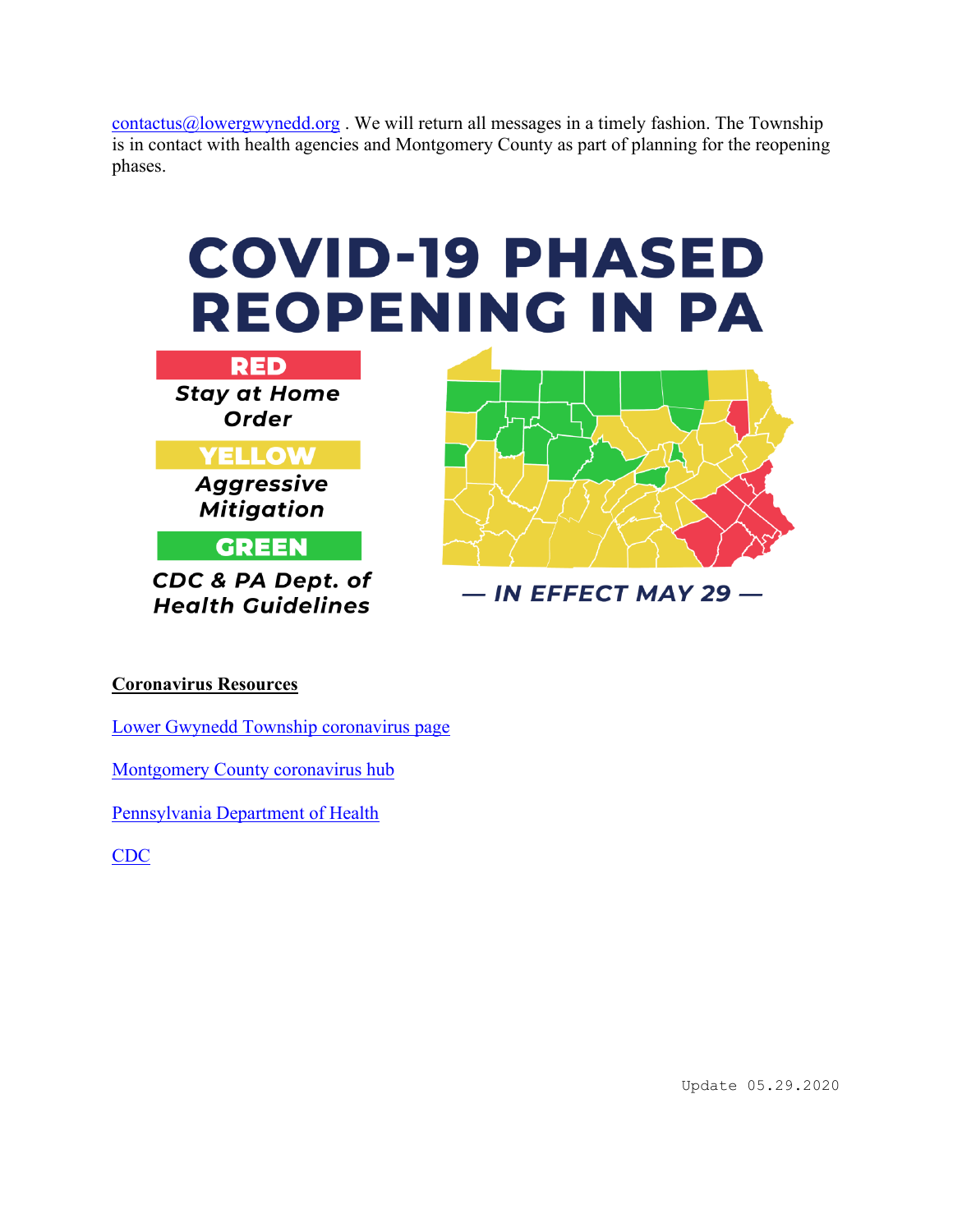contactus@lowergwynedd.org . We will return all messages in a timely fashion. The Township is in contact with health agencies and Montgomery County as part of planning for the reopening phases.

COVID-19 PHASED REOPENING IN PA

RED
Stay at Home Order

YELLOW
Aggressive Mitigation

GREEN
CDC & PA Dept. of Health Guidelines

— IN EFFECT MAY 29 —

**Coronavirus Resources**

[Lower Gwynedd Township coronavirus page]

[Montgomery County coronavirus hub]

[Pennsylvania Department of Health]

[CDC]

Update 05.29.2020